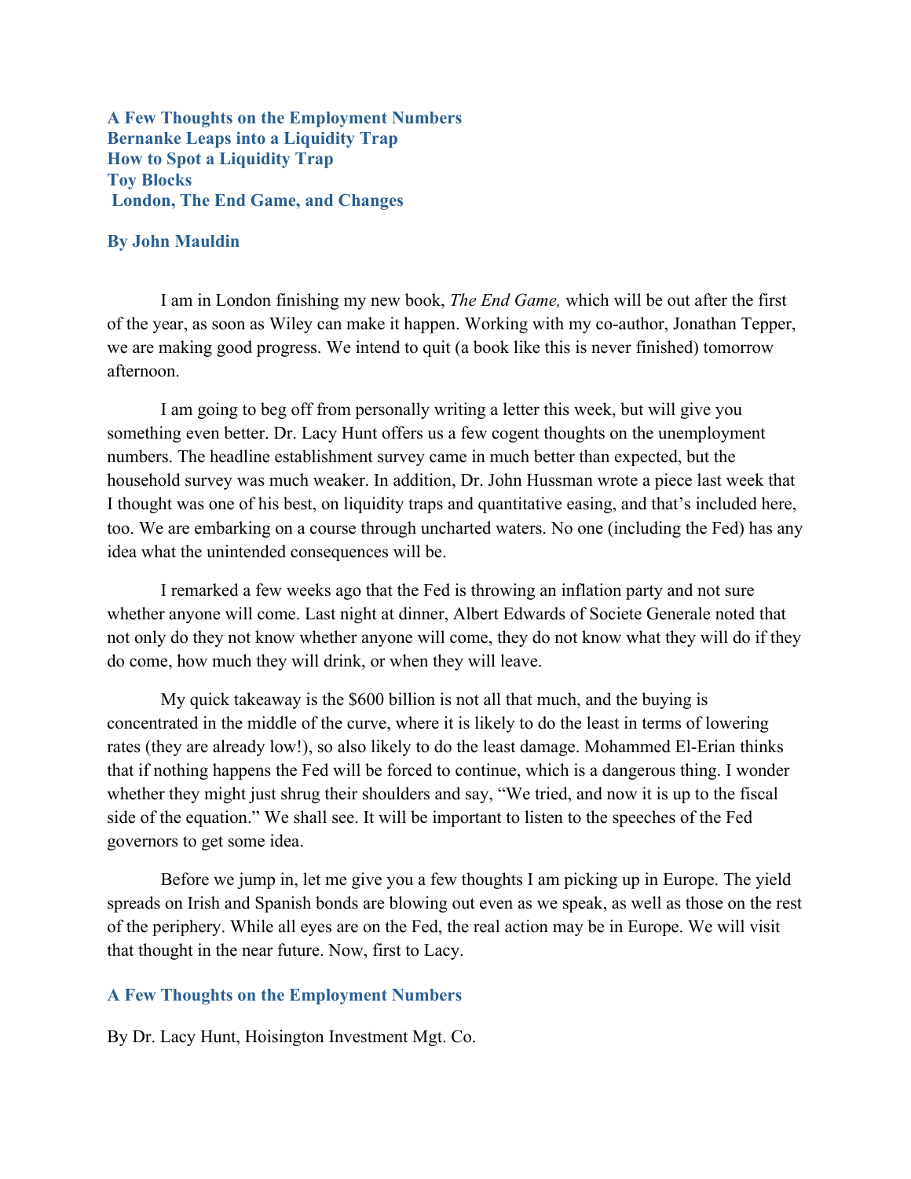**A Few Thoughts on the Employment Numbers**
**Bernanke Leaps into a Liquidity Trap**
**How to Spot a Liquidity Trap**
**Toy Blocks**
**London, The End Game, and Changes**

**By John Mauldin**

I am in London finishing my new book, *The End Game,* which will be out after the first of the year, as soon as Wiley can make it happen. Working with my co-author, Jonathan Tepper, we are making good progress. We intend to quit (a book like this is never finished) tomorrow afternoon.

I am going to beg off from personally writing a letter this week, but will give you something even better. Dr. Lacy Hunt offers us a few cogent thoughts on the unemployment numbers. The headline establishment survey came in much better than expected, but the household survey was much weaker. In addition, Dr. John Hussman wrote a piece last week that I thought was one of his best, on liquidity traps and quantitative easing, and that's included here, too. We are embarking on a course through uncharted waters. No one (including the Fed) has any idea what the unintended consequences will be.

I remarked a few weeks ago that the Fed is throwing an inflation party and not sure whether anyone will come. Last night at dinner, Albert Edwards of Societe Generale noted that not only do they not know whether anyone will come, they do not know what they will do if they do come, how much they will drink, or when they will leave.

My quick takeaway is the $600 billion is not all that much, and the buying is concentrated in the middle of the curve, where it is likely to do the least in terms of lowering rates (they are already low!), so also likely to do the least damage. Mohammed El-Erian thinks that if nothing happens the Fed will be forced to continue, which is a dangerous thing. I wonder whether they might just shrug their shoulders and say, "We tried, and now it is up to the fiscal side of the equation." We shall see. It will be important to listen to the speeches of the Fed governors to get some idea.

Before we jump in, let me give you a few thoughts I am picking up in Europe. The yield spreads on Irish and Spanish bonds are blowing out even as we speak, as well as those on the rest of the periphery. While all eyes are on the Fed, the real action may be in Europe. We will visit that thought in the near future. Now, first to Lacy.

## A Few Thoughts on the Employment Numbers

By Dr. Lacy Hunt, Hoisington Investment Mgt. Co.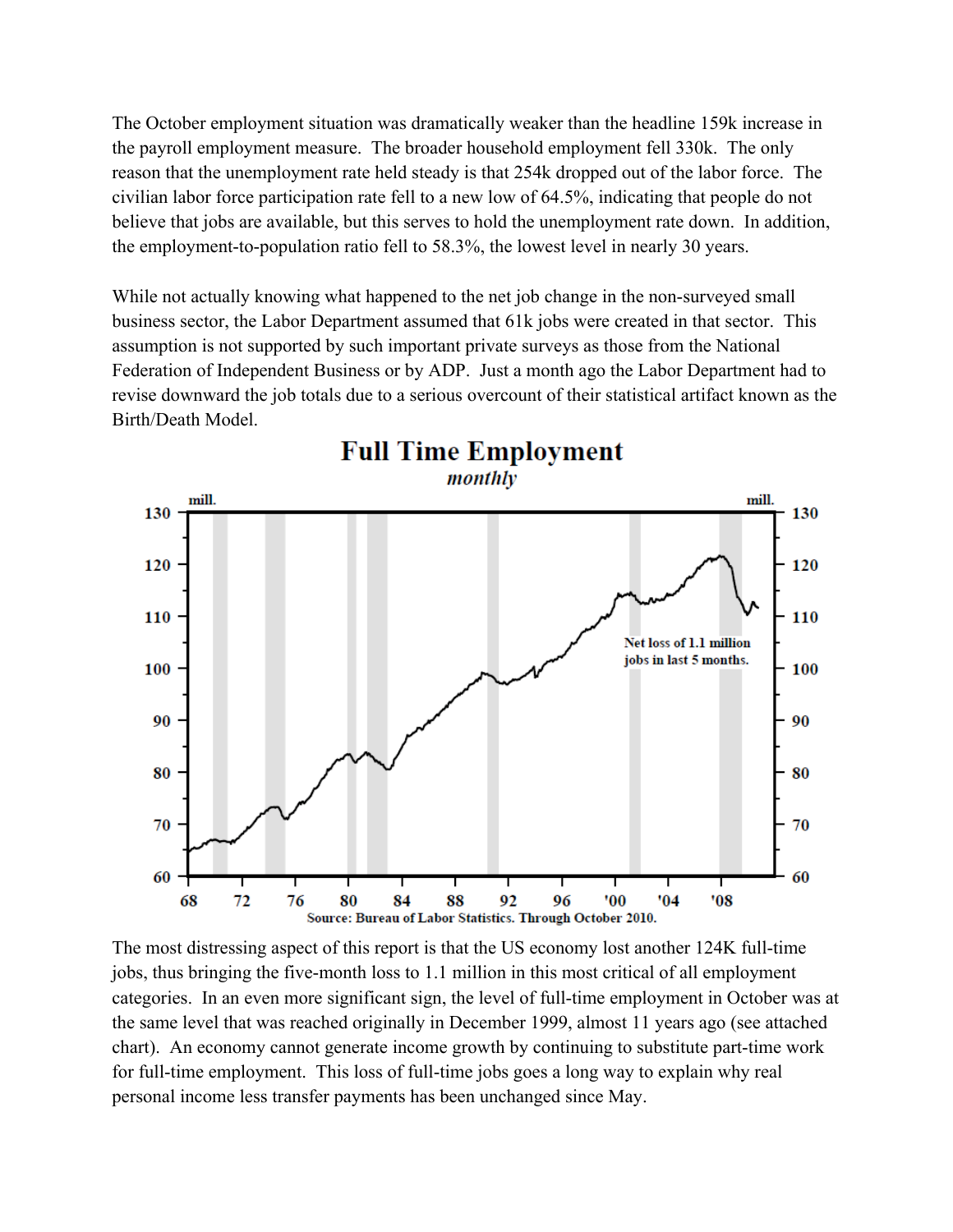The October employment situation was dramatically weaker than the headline 159k increase in the payroll employment measure. The broader household employment fell 330k. The only reason that the unemployment rate held steady is that 254k dropped out of the labor force. The civilian labor force participation rate fell to a new low of 64.5%, indicating that people do not believe that jobs are available, but this serves to hold the unemployment rate down. In addition, the employment-to-population ratio fell to 58.3%, the lowest level in nearly 30 years.

While not actually knowing what happened to the net job change in the non-surveyed small business sector, the Labor Department assumed that 61k jobs were created in that sector. This assumption is not supported by such important private surveys as those from the National Federation of Independent Business or by ADP. Just a month ago the Labor Department had to revise downward the job totals due to a serious overcount of their statistical artifact known as the Birth/Death Model.

**Full Time Employment**
*monthly*

Net loss of 1.1 million jobs in last 5 months.

Source: Bureau of Labor Statistics. Through October 2010.

The most distressing aspect of this report is that the US economy lost another 124K full-time jobs, thus bringing the five-month loss to 1.1 million in this most critical of all employment categories. In an even more significant sign, the level of full-time employment in October was at the same level that was reached originally in December 1999, almost 11 years ago (see attached chart). An economy cannot generate income growth by continuing to substitute part-time work for full-time employment. This loss of full-time jobs goes a long way to explain why real personal income less transfer payments has been unchanged since May.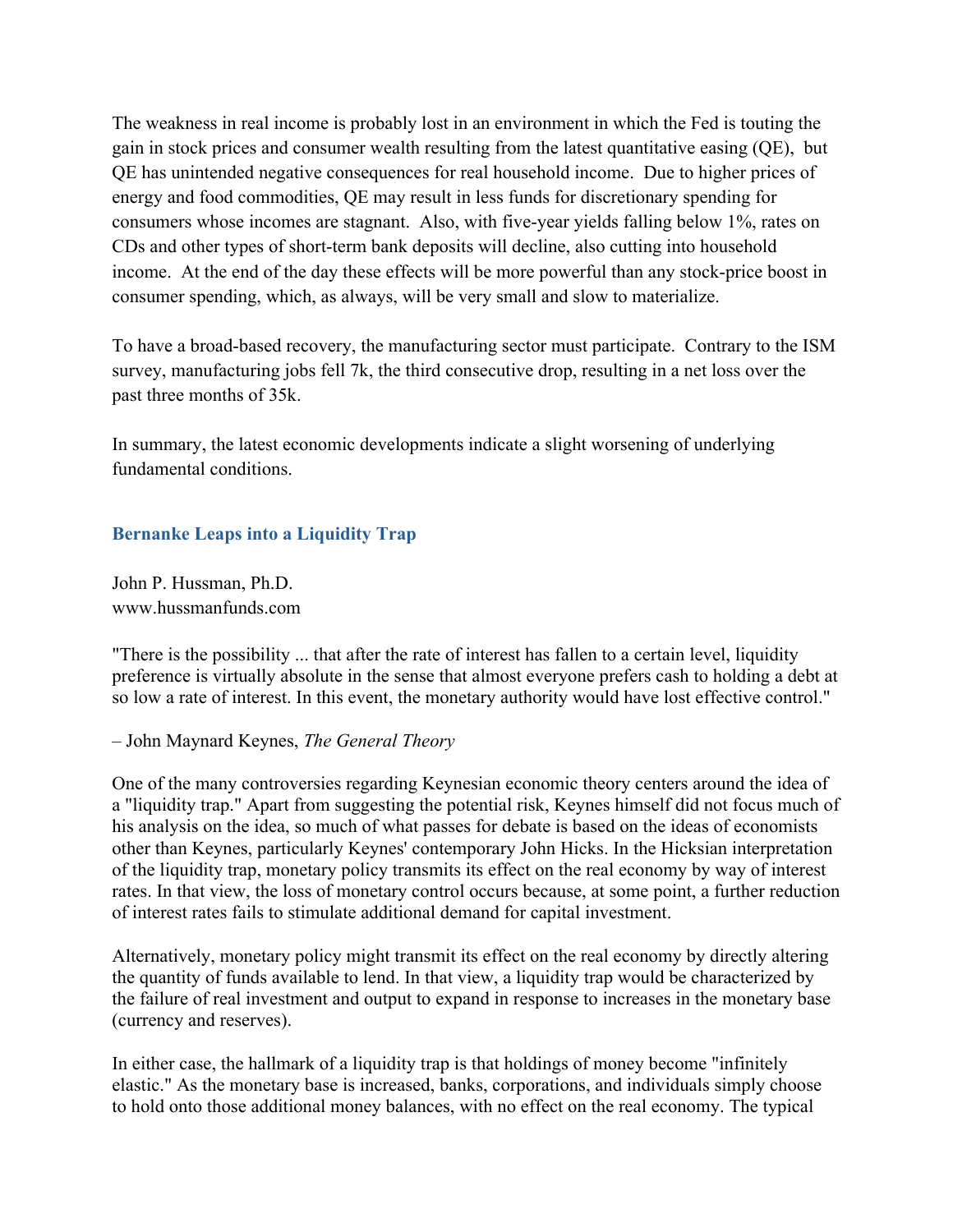The weakness in real income is probably lost in an environment in which the Fed is touting the gain in stock prices and consumer wealth resulting from the latest quantitative easing (QE), but QE has unintended negative consequences for real household income. Due to higher prices of energy and food commodities, QE may result in less funds for discretionary spending for consumers whose incomes are stagnant. Also, with five-year yields falling below 1%, rates on CDs and other types of short-term bank deposits will decline, also cutting into household income. At the end of the day these effects will be more powerful than any stock-price boost in consumer spending, which, as always, will be very small and slow to materialize.

To have a broad-based recovery, the manufacturing sector must participate. Contrary to the ISM survey, manufacturing jobs fell 7k, the third consecutive drop, resulting in a net loss over the past three months of 35k.

In summary, the latest economic developments indicate a slight worsening of underlying fundamental conditions.

## Bernanke Leaps into a Liquidity Trap

John P. Hussman, Ph.D.
www.hussmanfunds.com

"There is the possibility ... that after the rate of interest has fallen to a certain level, liquidity preference is virtually absolute in the sense that almost everyone prefers cash to holding a debt at so low a rate of interest. In this event, the monetary authority would have lost effective control."

– John Maynard Keynes, *The General Theory*

One of the many controversies regarding Keynesian economic theory centers around the idea of a "liquidity trap." Apart from suggesting the potential risk, Keynes himself did not focus much of his analysis on the idea, so much of what passes for debate is based on the ideas of economists other than Keynes, particularly Keynes' contemporary John Hicks. In the Hicksian interpretation of the liquidity trap, monetary policy transmits its effect on the real economy by way of interest rates. In that view, the loss of monetary control occurs because, at some point, a further reduction of interest rates fails to stimulate additional demand for capital investment.

Alternatively, monetary policy might transmit its effect on the real economy by directly altering the quantity of funds available to lend. In that view, a liquidity trap would be characterized by the failure of real investment and output to expand in response to increases in the monetary base (currency and reserves).

In either case, the hallmark of a liquidity trap is that holdings of money become "infinitely elastic." As the monetary base is increased, banks, corporations, and individuals simply choose to hold onto those additional money balances, with no effect on the real economy. The typical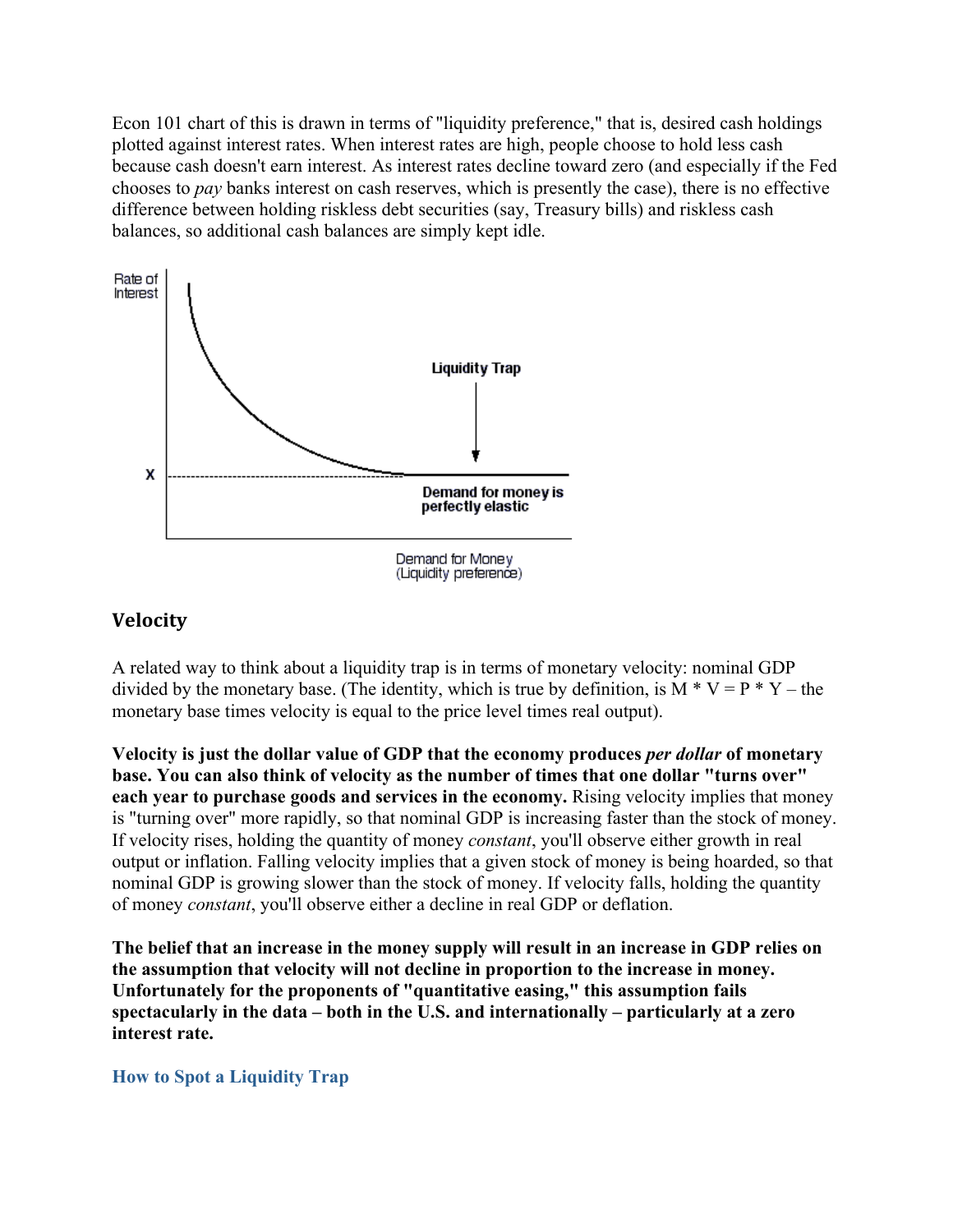Econ 101 chart of this is drawn in terms of "liquidity preference," that is, desired cash holdings plotted against interest rates. When interest rates are high, people choose to hold less cash because cash doesn't earn interest. As interest rates decline toward zero (and especially if the Fed chooses to *pay* banks interest on cash reserves, which is presently the case), there is no effective difference between holding riskless debt securities (say, Treasury bills) and riskless cash balances, so additional cash balances are simply kept idle.

## Velocity

A related way to think about a liquidity trap is in terms of monetary velocity: nominal GDP divided by the monetary base. (The identity, which is true by definition, is $M * V = P * Y$ – the monetary base times velocity is equal to the price level times real output).

**Velocity is just the dollar value of GDP that the economy produces *per dollar* of monetary base. You can also think of velocity as the number of times that one dollar "turns over" each year to purchase goods and services in the economy.** Rising velocity implies that money is "turning over" more rapidly, so that nominal GDP is increasing faster than the stock of money. If velocity rises, holding the quantity of money *constant*, you'll observe either growth in real output or inflation. Falling velocity implies that a given stock of money is being hoarded, so that nominal GDP is growing slower than the stock of money. If velocity falls, holding the quantity of money *constant*, you'll observe either a decline in real GDP or deflation.

**The belief that an increase in the money supply will result in an increase in GDP relies on the assumption that velocity will not decline in proportion to the increase in money. Unfortunately for the proponents of "quantitative easing," this assumption fails spectacularly in the data – both in the U.S. and internationally – particularly at a zero interest rate.**

### How to Spot a Liquidity Trap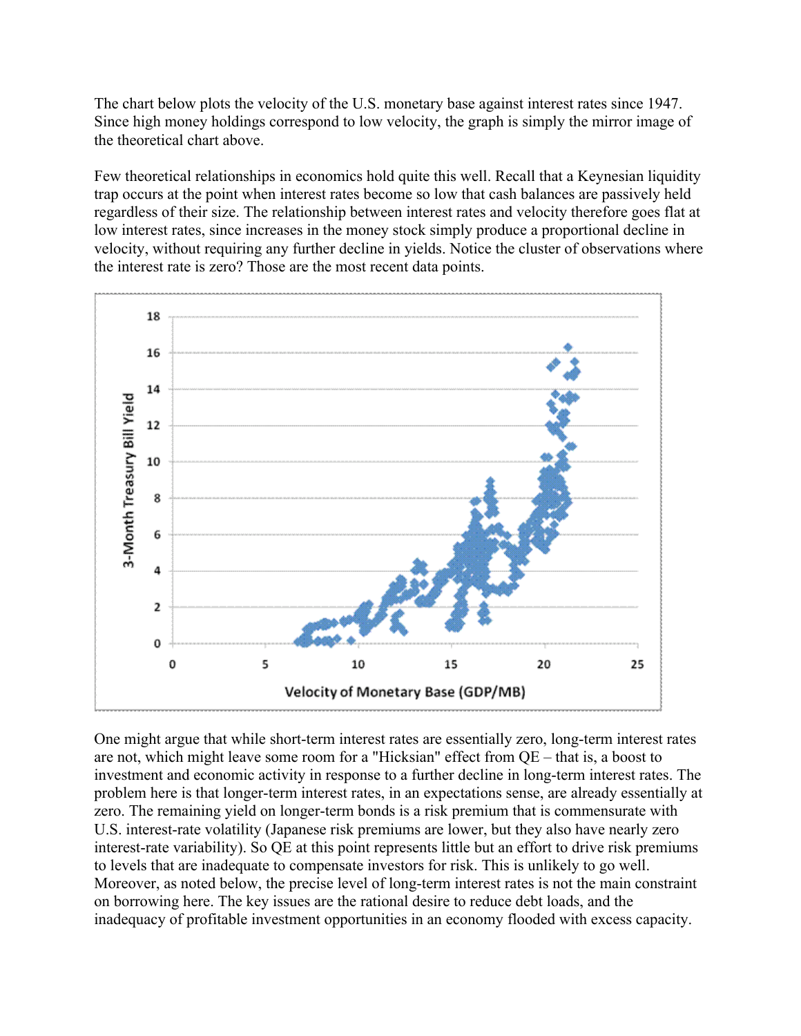The chart below plots the velocity of the U.S. monetary base against interest rates since 1947. Since high money holdings correspond to low velocity, the graph is simply the mirror image of the theoretical chart above.

Few theoretical relationships in economics hold quite this well. Recall that a Keynesian liquidity trap occurs at the point when interest rates become so low that cash balances are passively held regardless of their size. The relationship between interest rates and velocity therefore goes flat at low interest rates, since increases in the money stock simply produce a proportional decline in velocity, without requiring any further decline in yields. Notice the cluster of observations where the interest rate is zero? Those are the most recent data points.

3-Month Treasury Bill Yield

18
16
14
12
10
8
6
4
2
0

0 5 10 15 20 25

Velocity of Monetary Base (GDP/MB)

One might argue that while short-term interest rates are essentially zero, long-term interest rates are not, which might leave some room for a "Hicksian" effect from QE – that is, a boost to investment and economic activity in response to a further decline in long-term interest rates. The problem here is that longer-term interest rates, in an expectations sense, are already essentially at zero. The remaining yield on longer-term bonds is a risk premium that is commensurate with U.S. interest-rate volatility (Japanese risk premiums are lower, but they also have nearly zero interest-rate variability). So QE at this point represents little but an effort to drive risk premiums to levels that are inadequate to compensate investors for risk. This is unlikely to go well. Moreover, as noted below, the precise level of long-term interest rates is not the main constraint on borrowing here. The key issues are the rational desire to reduce debt loads, and the inadequacy of profitable investment opportunities in an economy flooded with excess capacity.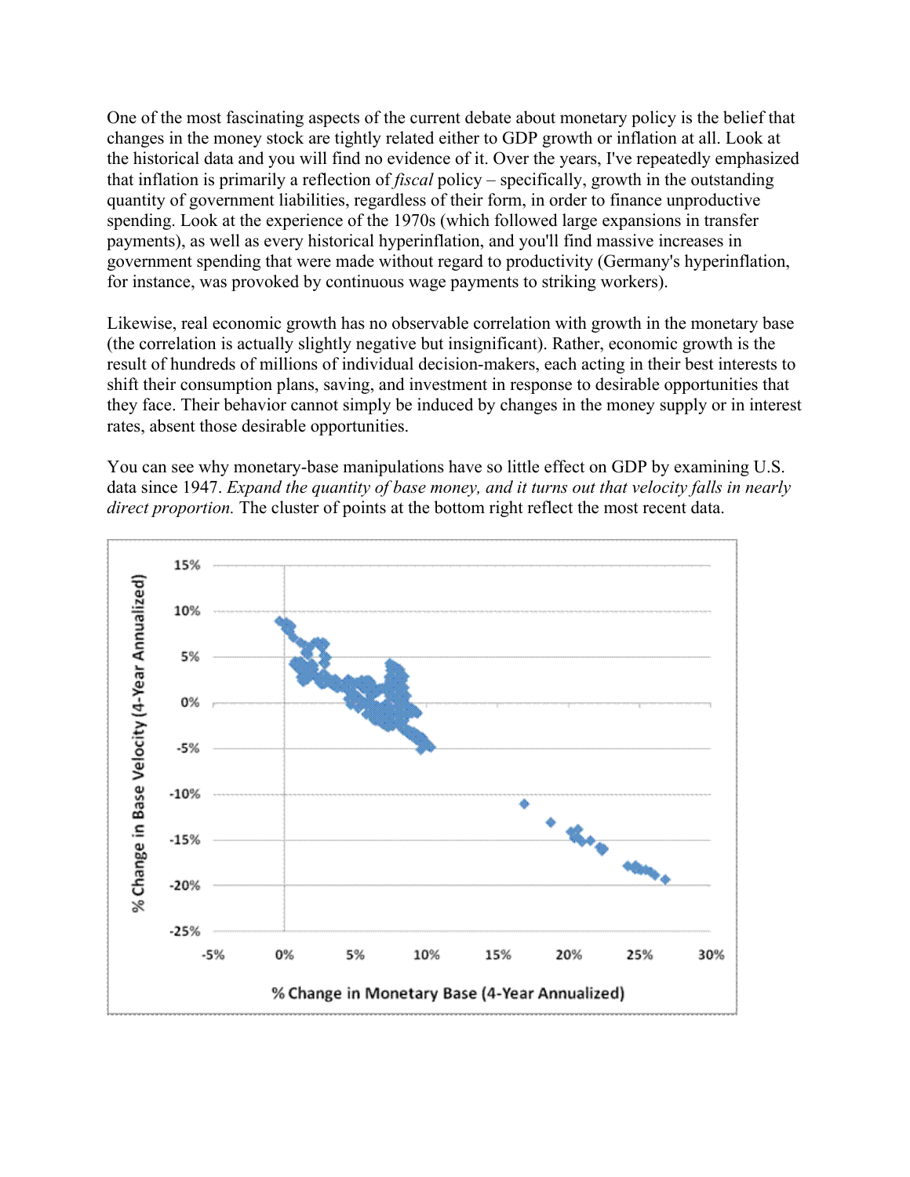One of the most fascinating aspects of the current debate about monetary policy is the belief that changes in the money stock are tightly related either to GDP growth or inflation at all. Look at the historical data and you will find no evidence of it. Over the years, I've repeatedly emphasized that inflation is primarily a reflection of *fiscal* policy – specifically, growth in the outstanding quantity of government liabilities, regardless of their form, in order to finance unproductive spending. Look at the experience of the 1970s (which followed large expansions in transfer payments), as well as every historical hyperinflation, and you'll find massive increases in government spending that were made without regard to productivity (Germany's hyperinflation, for instance, was provoked by continuous wage payments to striking workers).

Likewise, real economic growth has no observable correlation with growth in the monetary base (the correlation is actually slightly negative but insignificant). Rather, economic growth is the result of hundreds of millions of individual decision-makers, each acting in their best interests to shift their consumption plans, saving, and investment in response to desirable opportunities that they face. Their behavior cannot simply be induced by changes in the money supply or in interest rates, absent those desirable opportunities.

You can see why monetary-base manipulations have so little effect on GDP by examining U.S. data since 1947. *Expand the quantity of base money, and it turns out that velocity falls in nearly direct proportion.* The cluster of points at the bottom right reflect the most recent data.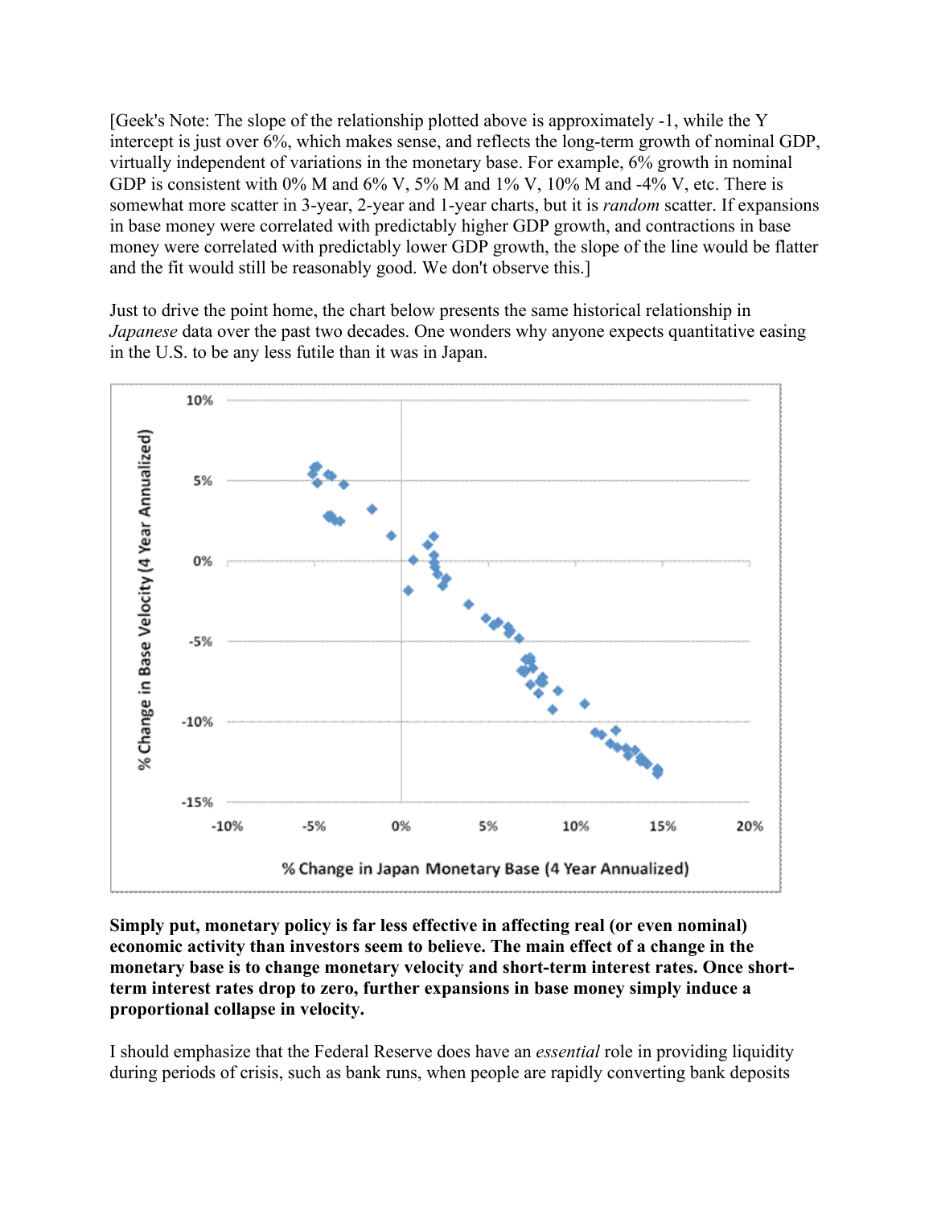[Geek's Note: The slope of the relationship plotted above is approximately -1, while the Y intercept is just over 6%, which makes sense, and reflects the long-term growth of nominal GDP, virtually independent of variations in the monetary base. For example, 6% growth in nominal GDP is consistent with 0% M and 6% V, 5% M and 1% V, 10% M and -4% V, etc. There is somewhat more scatter in 3-year, 2-year and 1-year charts, but it is *random* scatter. If expansions in base money were correlated with predictably higher GDP growth, and contractions in base money were correlated with predictably lower GDP growth, the slope of the line would be flatter and the fit would still be reasonably good. We don't observe this.]

Just to drive the point home, the chart below presents the same historical relationship in *Japanese* data over the past two decades. One wonders why anyone expects quantitative easing in the U.S. to be any less futile than it was in Japan.

**Simply put, monetary policy is far less effective in affecting real (or even nominal) economic activity than investors seem to believe. The main effect of a change in the monetary base is to change monetary velocity and short-term interest rates. Once short-term interest rates drop to zero, further expansions in base money simply induce a proportional collapse in velocity.**

I should emphasize that the Federal Reserve does have an *essential* role in providing liquidity during periods of crisis, such as bank runs, when people are rapidly converting bank deposits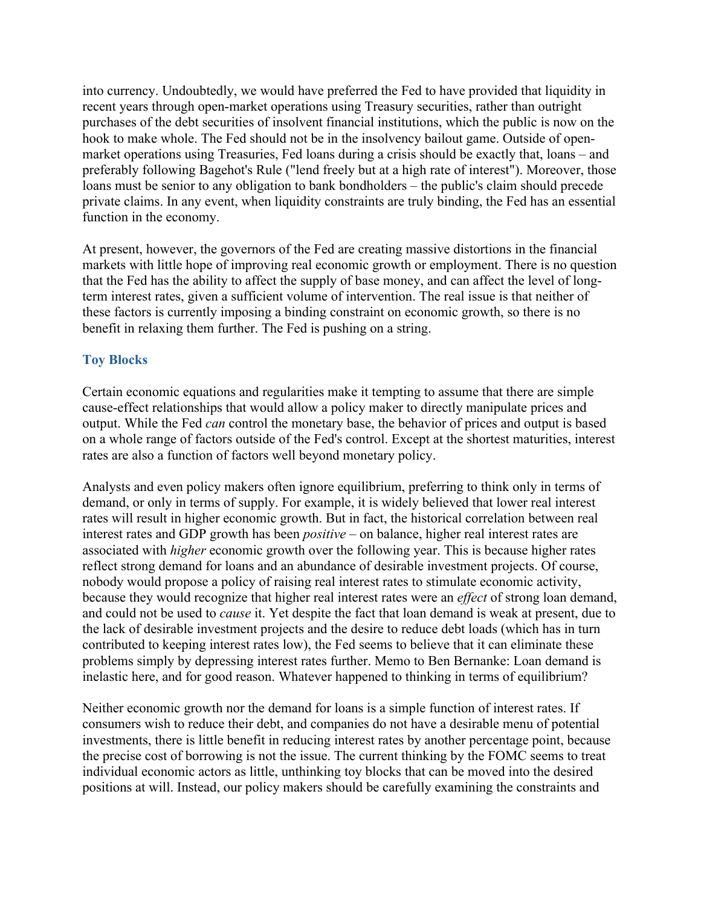into currency. Undoubtedly, we would have preferred the Fed to have provided that liquidity in recent years through open-market operations using Treasury securities, rather than outright purchases of the debt securities of insolvent financial institutions, which the public is now on the hook to make whole. The Fed should not be in the insolvency bailout game. Outside of open-market operations using Treasuries, Fed loans during a crisis should be exactly that, loans – and preferably following Bagehot's Rule ("lend freely but at a high rate of interest"). Moreover, those loans must be senior to any obligation to bank bondholders – the public's claim should precede private claims. In any event, when liquidity constraints are truly binding, the Fed has an essential function in the economy.

At present, however, the governors of the Fed are creating massive distortions in the financial markets with little hope of improving real economic growth or employment. There is no question that the Fed has the ability to affect the supply of base money, and can affect the level of long-term interest rates, given a sufficient volume of intervention. The real issue is that neither of these factors is currently imposing a binding constraint on economic growth, so there is no benefit in relaxing them further. The Fed is pushing on a string.

### Toy Blocks

Certain economic equations and regularities make it tempting to assume that there are simple cause-effect relationships that would allow a policy maker to directly manipulate prices and output. While the Fed *can* control the monetary base, the behavior of prices and output is based on a whole range of factors outside of the Fed's control. Except at the shortest maturities, interest rates are also a function of factors well beyond monetary policy.

Analysts and even policy makers often ignore equilibrium, preferring to think only in terms of demand, or only in terms of supply. For example, it is widely believed that lower real interest rates will result in higher economic growth. But in fact, the historical correlation between real interest rates and GDP growth has been *positive* – on balance, higher real interest rates are associated with *higher* economic growth over the following year. This is because higher rates reflect strong demand for loans and an abundance of desirable investment projects. Of course, nobody would propose a policy of raising real interest rates to stimulate economic activity, because they would recognize that higher real interest rates were an *effect* of strong loan demand, and could not be used to *cause* it. Yet despite the fact that loan demand is weak at present, due to the lack of desirable investment projects and the desire to reduce debt loads (which has in turn contributed to keeping interest rates low), the Fed seems to believe that it can eliminate these problems simply by depressing interest rates further. Memo to Ben Bernanke: Loan demand is inelastic here, and for good reason. Whatever happened to thinking in terms of equilibrium?

Neither economic growth nor the demand for loans is a simple function of interest rates. If consumers wish to reduce their debt, and companies do not have a desirable menu of potential investments, there is little benefit in reducing interest rates by another percentage point, because the precise cost of borrowing is not the issue. The current thinking by the FOMC seems to treat individual economic actors as little, unthinking toy blocks that can be moved into the desired positions at will. Instead, our policy makers should be carefully examining the constraints and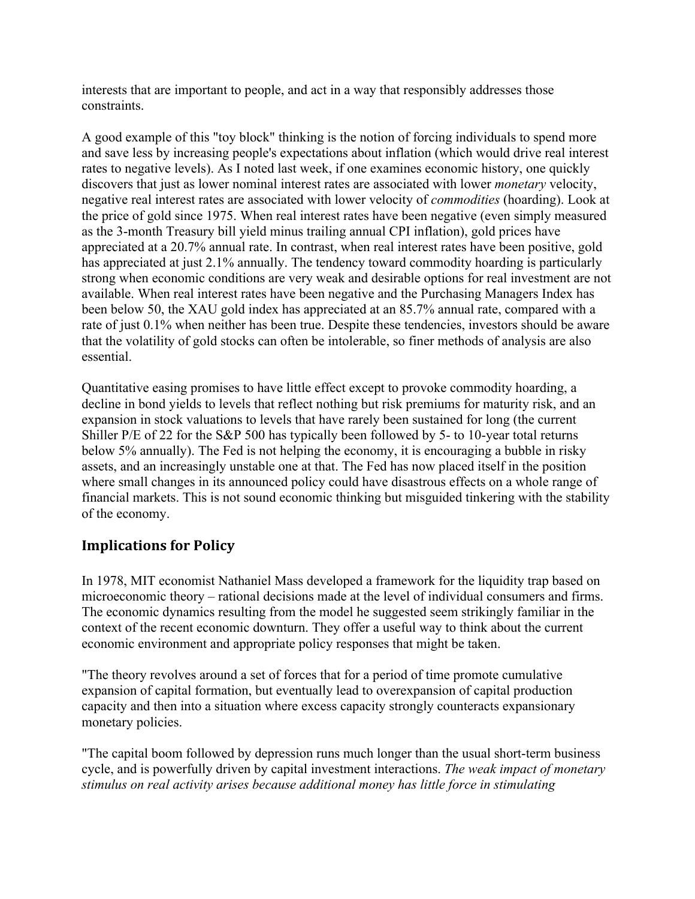interests that are important to people, and act in a way that responsibly addresses those constraints.

A good example of this "toy block" thinking is the notion of forcing individuals to spend more and save less by increasing people's expectations about inflation (which would drive real interest rates to negative levels). As I noted last week, if one examines economic history, one quickly discovers that just as lower nominal interest rates are associated with lower *monetary* velocity, negative real interest rates are associated with lower velocity of *commodities* (hoarding). Look at the price of gold since 1975. When real interest rates have been negative (even simply measured as the 3-month Treasury bill yield minus trailing annual CPI inflation), gold prices have appreciated at a 20.7% annual rate. In contrast, when real interest rates have been positive, gold has appreciated at just 2.1% annually. The tendency toward commodity hoarding is particularly strong when economic conditions are very weak and desirable options for real investment are not available. When real interest rates have been negative and the Purchasing Managers Index has been below 50, the XAU gold index has appreciated at an 85.7% annual rate, compared with a rate of just 0.1% when neither has been true. Despite these tendencies, investors should be aware that the volatility of gold stocks can often be intolerable, so finer methods of analysis are also essential.

Quantitative easing promises to have little effect except to provoke commodity hoarding, a decline in bond yields to levels that reflect nothing but risk premiums for maturity risk, and an expansion in stock valuations to levels that have rarely been sustained for long (the current Shiller P/E of 22 for the S&P 500 has typically been followed by 5- to 10-year total returns below 5% annually). The Fed is not helping the economy, it is encouraging a bubble in risky assets, and an increasingly unstable one at that. The Fed has now placed itself in the position where small changes in its announced policy could have disastrous effects on a whole range of financial markets. This is not sound economic thinking but misguided tinkering with the stability of the economy.

## Implications for Policy

In 1978, MIT economist Nathaniel Mass developed a framework for the liquidity trap based on microeconomic theory – rational decisions made at the level of individual consumers and firms. The economic dynamics resulting from the model he suggested seem strikingly familiar in the context of the recent economic downturn. They offer a useful way to think about the current economic environment and appropriate policy responses that might be taken.

"The theory revolves around a set of forces that for a period of time promote cumulative expansion of capital formation, but eventually lead to overexpansion of capital production capacity and then into a situation where excess capacity strongly counteracts expansionary monetary policies.

"The capital boom followed by depression runs much longer than the usual short-term business cycle, and is powerfully driven by capital investment interactions. *The weak impact of monetary stimulus on real activity arises because additional money has little force in stimulating*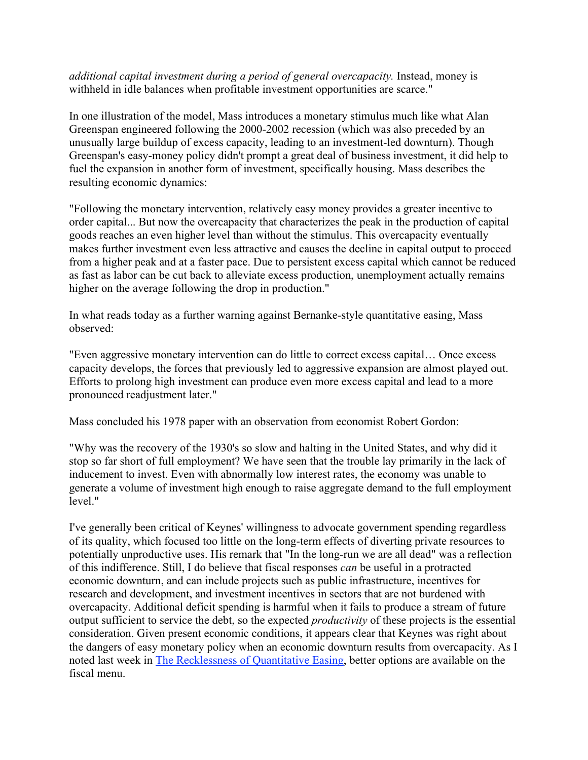*additional capital investment during a period of general overcapacity.* Instead, money is withheld in idle balances when profitable investment opportunities are scarce."

In one illustration of the model, Mass introduces a monetary stimulus much like what Alan Greenspan engineered following the 2000-2002 recession (which was also preceded by an unusually large buildup of excess capacity, leading to an investment-led downturn). Though Greenspan's easy-money policy didn't prompt a great deal of business investment, it did help to fuel the expansion in another form of investment, specifically housing. Mass describes the resulting economic dynamics:

"Following the monetary intervention, relatively easy money provides a greater incentive to order capital... But now the overcapacity that characterizes the peak in the production of capital goods reaches an even higher level than without the stimulus. This overcapacity eventually makes further investment even less attractive and causes the decline in capital output to proceed from a higher peak and at a faster pace. Due to persistent excess capital which cannot be reduced as fast as labor can be cut back to alleviate excess production, unemployment actually remains higher on the average following the drop in production."

In what reads today as a further warning against Bernanke-style quantitative easing, Mass observed:

"Even aggressive monetary intervention can do little to correct excess capital… Once excess capacity develops, the forces that previously led to aggressive expansion are almost played out. Efforts to prolong high investment can produce even more excess capital and lead to a more pronounced readjustment later."

Mass concluded his 1978 paper with an observation from economist Robert Gordon:

"Why was the recovery of the 1930's so slow and halting in the United States, and why did it stop so far short of full employment? We have seen that the trouble lay primarily in the lack of inducement to invest. Even with abnormally low interest rates, the economy was unable to generate a volume of investment high enough to raise aggregate demand to the full employment level."

I've generally been critical of Keynes' willingness to advocate government spending regardless of its quality, which focused too little on the long-term effects of diverting private resources to potentially unproductive uses. His remark that "In the long-run we are all dead" was a reflection of this indifference. Still, I do believe that fiscal responses *can* be useful in a protracted economic downturn, and can include projects such as public infrastructure, incentives for research and development, and investment incentives in sectors that are not burdened with overcapacity. Additional deficit spending is harmful when it fails to produce a stream of future output sufficient to service the debt, so the expected *productivity* of these projects is the essential consideration. Given present economic conditions, it appears clear that Keynes was right about the dangers of easy monetary policy when an economic downturn results from overcapacity. As I noted last week in The Recklessness of Quantitative Easing, better options are available on the fiscal menu.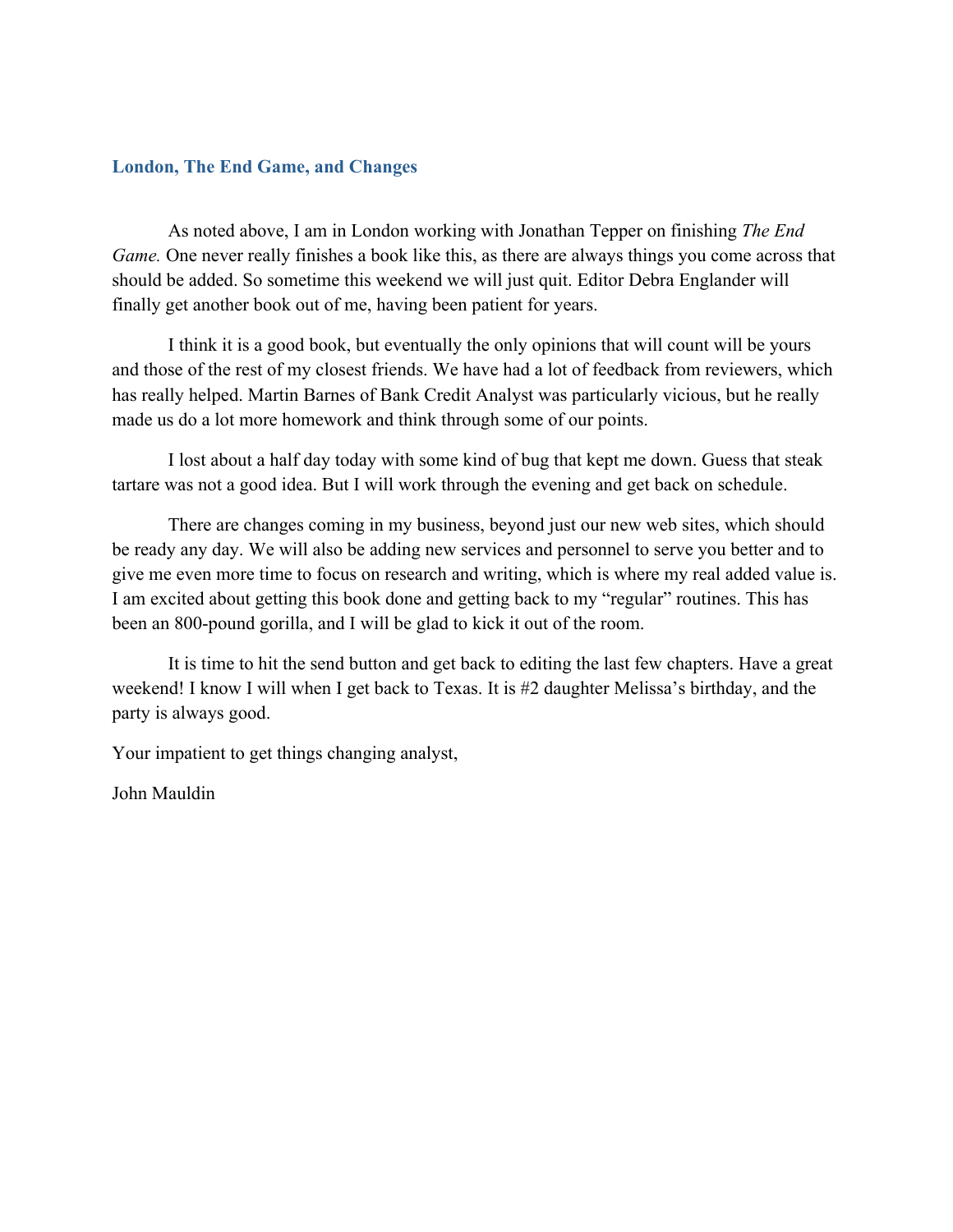### London, The End Game, and Changes

As noted above, I am in London working with Jonathan Tepper on finishing *The End Game.* One never really finishes a book like this, as there are always things you come across that should be added. So sometime this weekend we will just quit. Editor Debra Englander will finally get another book out of me, having been patient for years.

I think it is a good book, but eventually the only opinions that will count will be yours and those of the rest of my closest friends. We have had a lot of feedback from reviewers, which has really helped. Martin Barnes of Bank Credit Analyst was particularly vicious, but he really made us do a lot more homework and think through some of our points.

I lost about a half day today with some kind of bug that kept me down. Guess that steak tartare was not a good idea. But I will work through the evening and get back on schedule.

There are changes coming in my business, beyond just our new web sites, which should be ready any day. We will also be adding new services and personnel to serve you better and to give me even more time to focus on research and writing, which is where my real added value is. I am excited about getting this book done and getting back to my "regular" routines. This has been an 800-pound gorilla, and I will be glad to kick it out of the room.

It is time to hit the send button and get back to editing the last few chapters. Have a great weekend! I know I will when I get back to Texas. It is #2 daughter Melissa's birthday, and the party is always good.

Your impatient to get things changing analyst,

John Mauldin